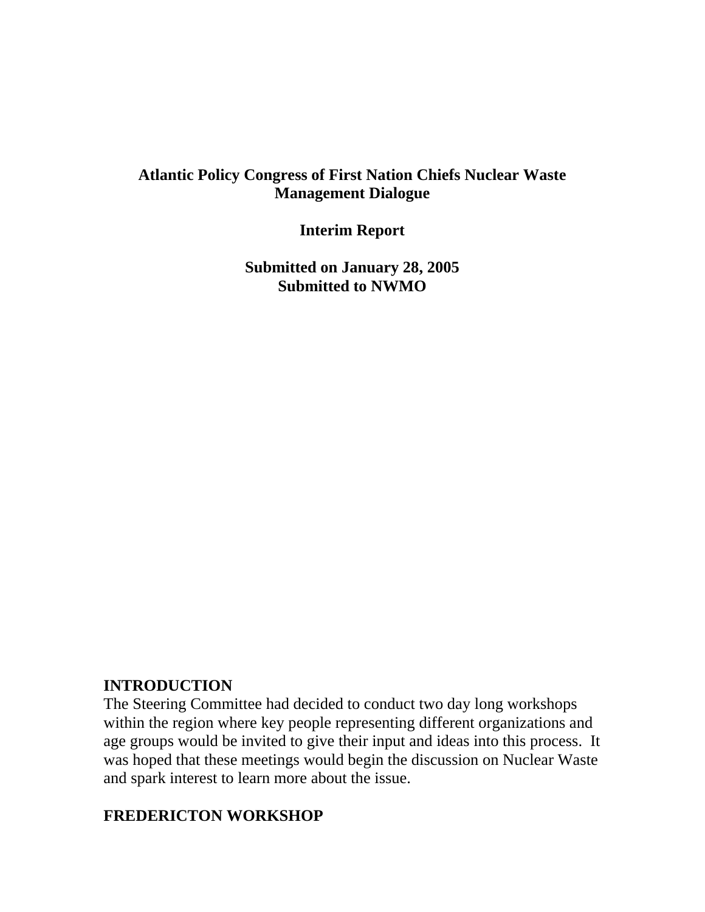# Atlantic Policy Congress of First Nation Chiefs Nuclear Waste Management Dialogue

**Interim Report**

**Submitted on January 28, 2005**
**Submitted to NWMO**

## INTRODUCTION

The Steering Committee had decided to conduct two day long workshops within the region where key people representing different organizations and age groups would be invited to give their input and ideas into this process. It was hoped that these meetings would begin the discussion on Nuclear Waste and spark interest to learn more about the issue.

## FREDERICTON WORKSHOP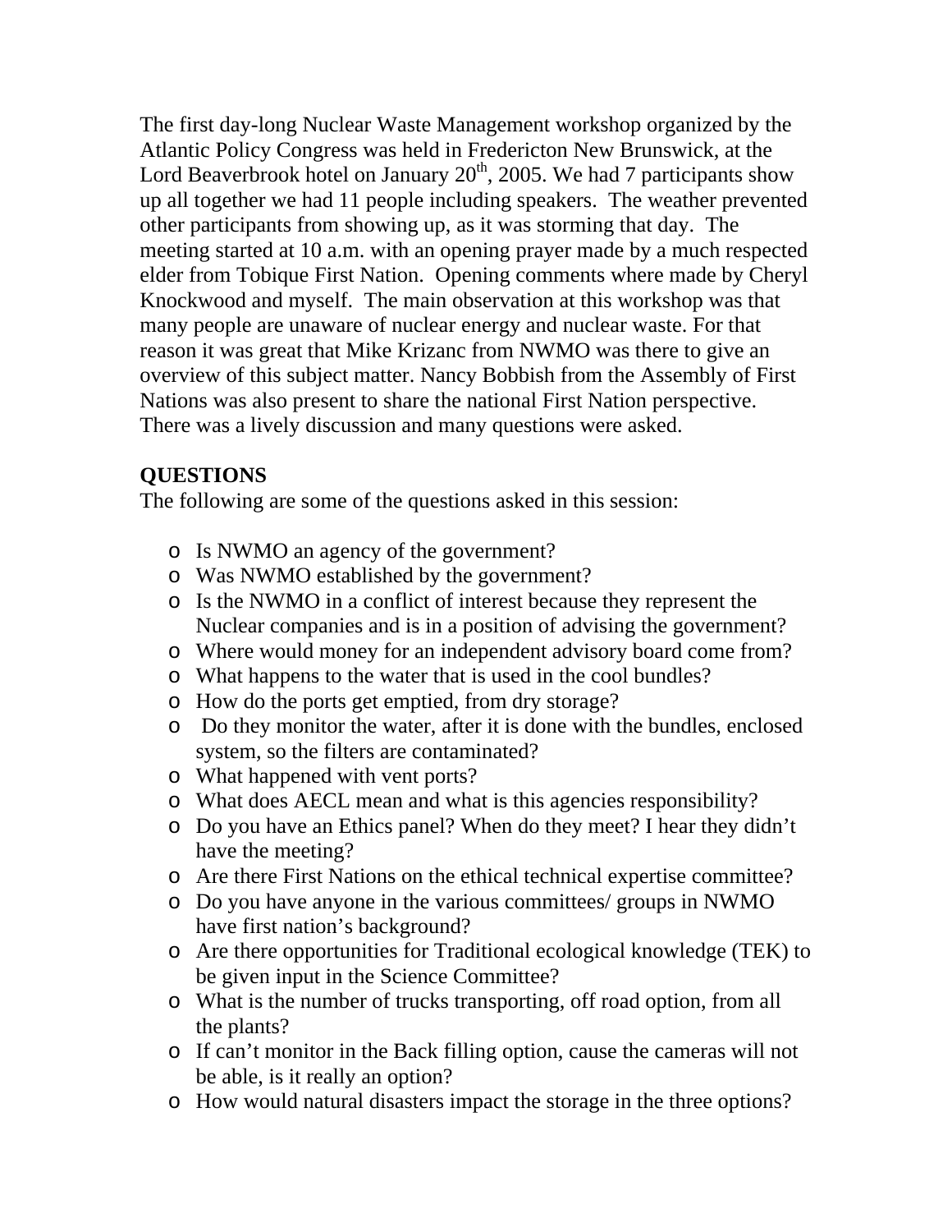The first day-long Nuclear Waste Management workshop organized by the Atlantic Policy Congress was held in Fredericton New Brunswick, at the Lord Beaverbrook hotel on January 20th, 2005. We had 7 participants show up all together we had 11 people including speakers. The weather prevented other participants from showing up, as it was storming that day. The meeting started at 10 a.m. with an opening prayer made by a much respected elder from Tobique First Nation. Opening comments where made by Cheryl Knockwood and myself. The main observation at this workshop was that many people are unaware of nuclear energy and nuclear waste. For that reason it was great that Mike Krizanc from NWMO was there to give an overview of this subject matter. Nancy Bobbish from the Assembly of First Nations was also present to share the national First Nation perspective. There was a lively discussion and many questions were asked.

**QUESTIONS**

The following are some of the questions asked in this session:

- Is NWMO an agency of the government?
- Was NWMO established by the government?
- Is the NWMO in a conflict of interest because they represent the Nuclear companies and is in a position of advising the government?
- Where would money for an independent advisory board come from?
- What happens to the water that is used in the cool bundles?
- How do the ports get emptied, from dry storage?
- Do they monitor the water, after it is done with the bundles, enclosed system, so the filters are contaminated?
- What happened with vent ports?
- What does AECL mean and what is this agencies responsibility?
- Do you have an Ethics panel? When do they meet? I hear they didn't have the meeting?
- Are there First Nations on the ethical technical expertise committee?
- Do you have anyone in the various committees/ groups in NWMO have first nation's background?
- Are there opportunities for Traditional ecological knowledge (TEK) to be given input in the Science Committee?
- What is the number of trucks transporting, off road option, from all the plants?
- If can't monitor in the Back filling option, cause the cameras will not be able, is it really an option?
- How would natural disasters impact the storage in the three options?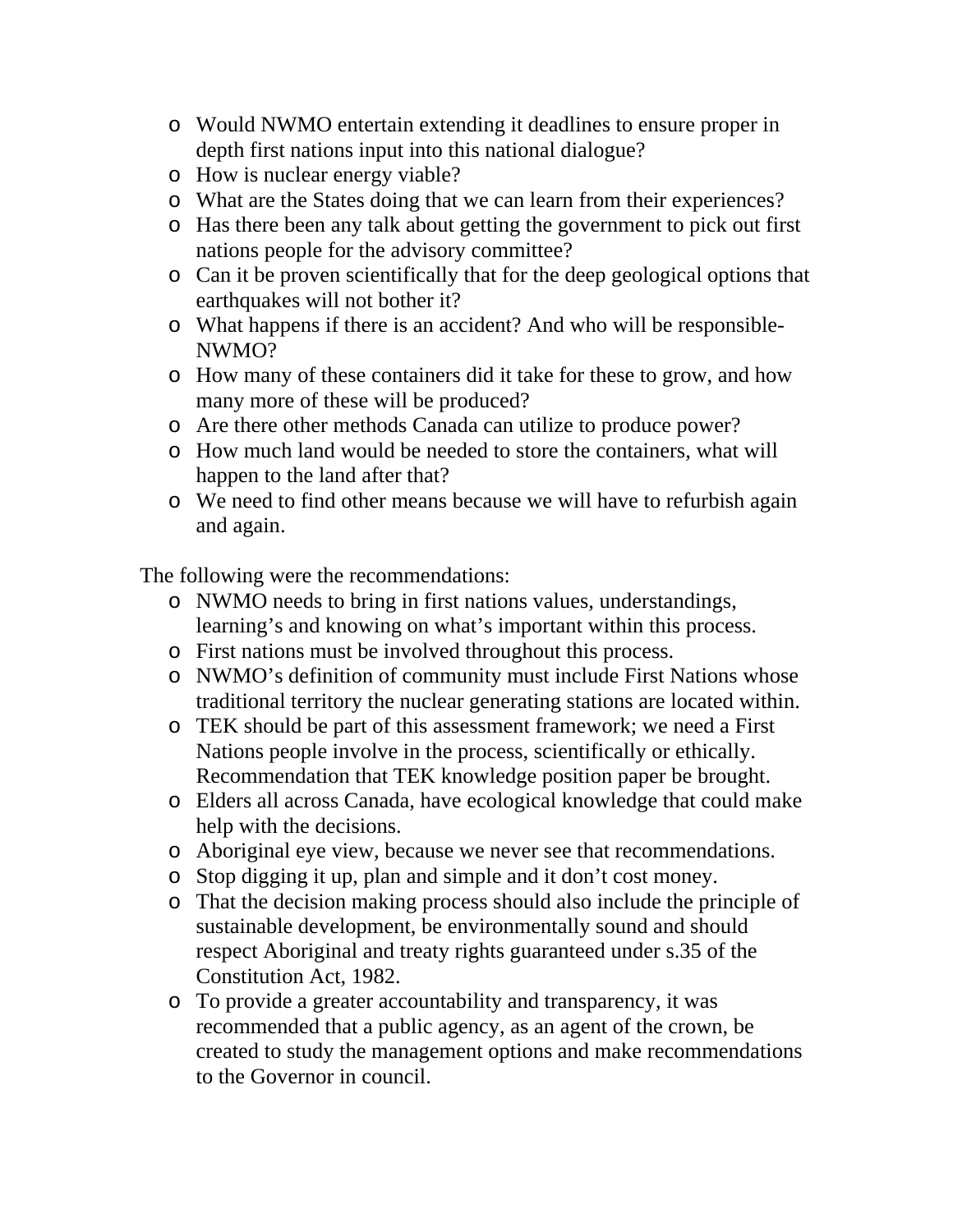- Would NWMO entertain extending it deadlines to ensure proper in depth first nations input into this national dialogue?
- How is nuclear energy viable?
- What are the States doing that we can learn from their experiences?
- Has there been any talk about getting the government to pick out first nations people for the advisory committee?
- Can it be proven scientifically that for the deep geological options that earthquakes will not bother it?
- What happens if there is an accident? And who will be responsible-NWMO?
- How many of these containers did it take for these to grow, and how many more of these will be produced?
- Are there other methods Canada can utilize to produce power?
- How much land would be needed to store the containers, what will happen to the land after that?
- We need to find other means because we will have to refurbish again and again.

The following were the recommendations:

- NWMO needs to bring in first nations values, understandings, learning's and knowing on what's important within this process.
- First nations must be involved throughout this process.
- NWMO's definition of community must include First Nations whose traditional territory the nuclear generating stations are located within.
- TEK should be part of this assessment framework; we need a First Nations people involve in the process, scientifically or ethically. Recommendation that TEK knowledge position paper be brought.
- Elders all across Canada, have ecological knowledge that could make help with the decisions.
- Aboriginal eye view, because we never see that recommendations.
- Stop digging it up, plan and simple and it don't cost money.
- That the decision making process should also include the principle of sustainable development, be environmentally sound and should respect Aboriginal and treaty rights guaranteed under s.35 of the Constitution Act, 1982.
- To provide a greater accountability and transparency, it was recommended that a public agency, as an agent of the crown, be created to study the management options and make recommendations to the Governor in council.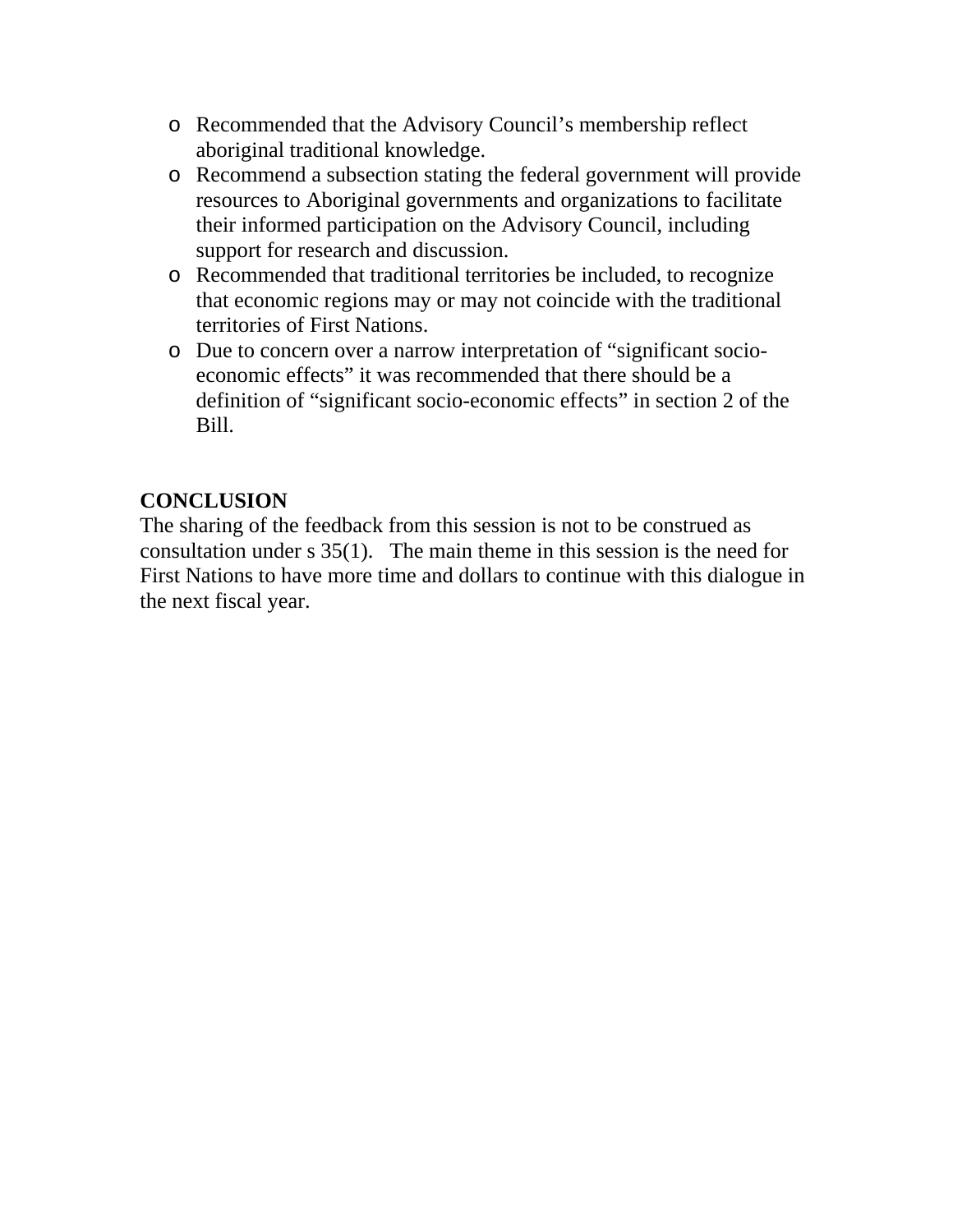- Recommended that the Advisory Council's membership reflect aboriginal traditional knowledge.
- Recommend a subsection stating the federal government will provide resources to Aboriginal governments and organizations to facilitate their informed participation on the Advisory Council, including support for research and discussion.
- Recommended that traditional territories be included, to recognize that economic regions may or may not coincide with the traditional territories of First Nations.
- Due to concern over a narrow interpretation of "significant socio-economic effects" it was recommended that there should be a definition of "significant socio-economic effects" in section 2 of the Bill.

**CONCLUSION**

The sharing of the feedback from this session is not to be construed as consultation under s 35(1). The main theme in this session is the need for First Nations to have more time and dollars to continue with this dialogue in the next fiscal year.